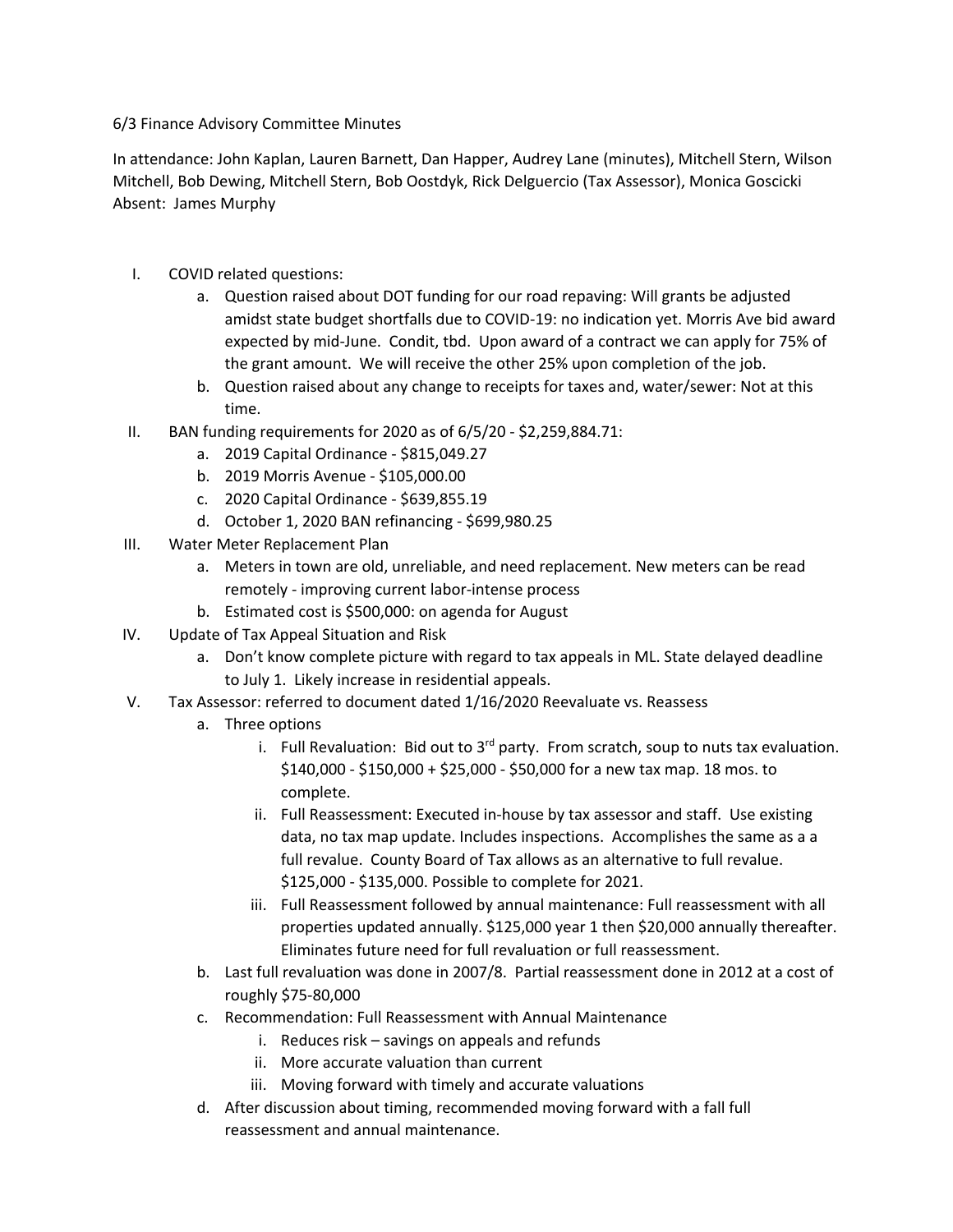6/3 Finance Advisory Committee Minutes

In attendance: John Kaplan, Lauren Barnett, Dan Happer, Audrey Lane (minutes), Mitchell Stern, Wilson Mitchell, Bob Dewing, Mitchell Stern, Bob Oostdyk, Rick Delguercio (Tax Assessor), Monica Goscicki
Absent: James Murphy

I. COVID related questions:
   a. Question raised about DOT funding for our road repaving: Will grants be adjusted amidst state budget shortfalls due to COVID-19: no indication yet. Morris Ave bid award expected by mid-June. Condit, tbd. Upon award of a contract we can apply for 75% of the grant amount. We will receive the other 25% upon completion of the job.
   b. Question raised about any change to receipts for taxes and, water/sewer: Not at this time.

II. BAN funding requirements for 2020 as of 6/5/20 - $2,259,884.71:
   a. 2019 Capital Ordinance - $815,049.27
   b. 2019 Morris Avenue - $105,000.00
   c. 2020 Capital Ordinance - $639,855.19
   d. October 1, 2020 BAN refinancing - $699,980.25

III. Water Meter Replacement Plan
   a. Meters in town are old, unreliable, and need replacement. New meters can be read remotely - improving current labor-intense process
   b. Estimated cost is $500,000: on agenda for August

IV. Update of Tax Appeal Situation and Risk
   a. Don't know complete picture with regard to tax appeals in ML. State delayed deadline to July 1. Likely increase in residential appeals.

V. Tax Assessor: referred to document dated 1/16/2020 Reevaluate vs. Reassess
   a. Three options
      i. Full Revaluation: Bid out to 3rd party. From scratch, soup to nuts tax evaluation. $140,000 - $150,000 + $25,000 - $50,000 for a new tax map. 18 mos. to complete.
      ii. Full Reassessment: Executed in-house by tax assessor and staff. Use existing data, no tax map update. Includes inspections. Accomplishes the same as a a full revalue. County Board of Tax allows as an alternative to full revalue. $125,000 - $135,000. Possible to complete for 2021.
      iii. Full Reassessment followed by annual maintenance: Full reassessment with all properties updated annually. $125,000 year 1 then $20,000 annually thereafter. Eliminates future need for full revaluation or full reassessment.
   b. Last full revaluation was done in 2007/8. Partial reassessment done in 2012 at a cost of roughly $75-80,000
   c. Recommendation: Full Reassessment with Annual Maintenance
      i. Reduces risk – savings on appeals and refunds
      ii. More accurate valuation than current
      iii. Moving forward with timely and accurate valuations
   d. After discussion about timing, recommended moving forward with a fall full reassessment and annual maintenance.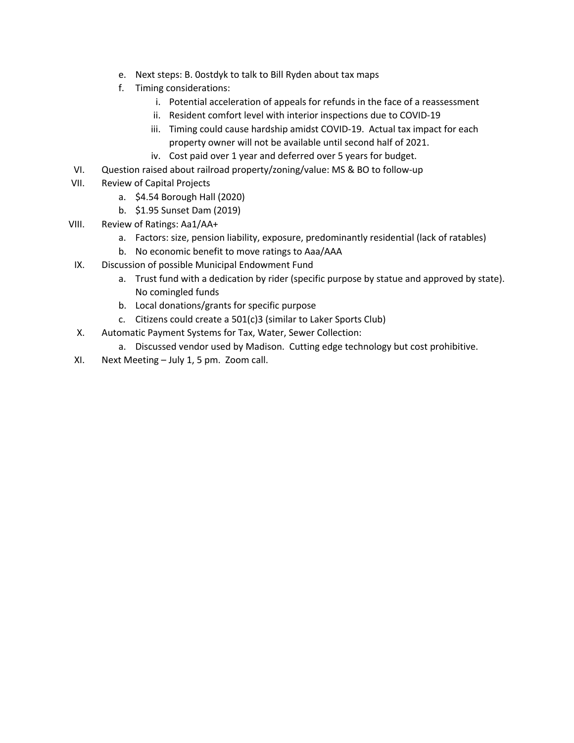e. Next steps: B. 0ostdyk to talk to Bill Ryden about tax maps
   f. Timing considerations:
      i. Potential acceleration of appeals for refunds in the face of a reassessment
      ii. Resident comfort level with interior inspections due to COVID-19
      iii. Timing could cause hardship amidst COVID-19. Actual tax impact for each property owner will not be available until second half of 2021.
      iv. Cost paid over 1 year and deferred over 5 years for budget.

VI. Question raised about railroad property/zoning/value: MS & BO to follow-up

VII. Review of Capital Projects
   a. $4.54 Borough Hall (2020)
   b. $1.95 Sunset Dam (2019)

VIII. Review of Ratings: Aa1/AA+
   a. Factors: size, pension liability, exposure, predominantly residential (lack of ratables)
   b. No economic benefit to move ratings to Aaa/AAA

IX. Discussion of possible Municipal Endowment Fund
   a. Trust fund with a dedication by rider (specific purpose by statue and approved by state). No comingled funds
   b. Local donations/grants for specific purpose
   c. Citizens could create a 501(c)3 (similar to Laker Sports Club)

X. Automatic Payment Systems for Tax, Water, Sewer Collection:
   a. Discussed vendor used by Madison. Cutting edge technology but cost prohibitive.

XI. Next Meeting – July 1, 5 pm. Zoom call.